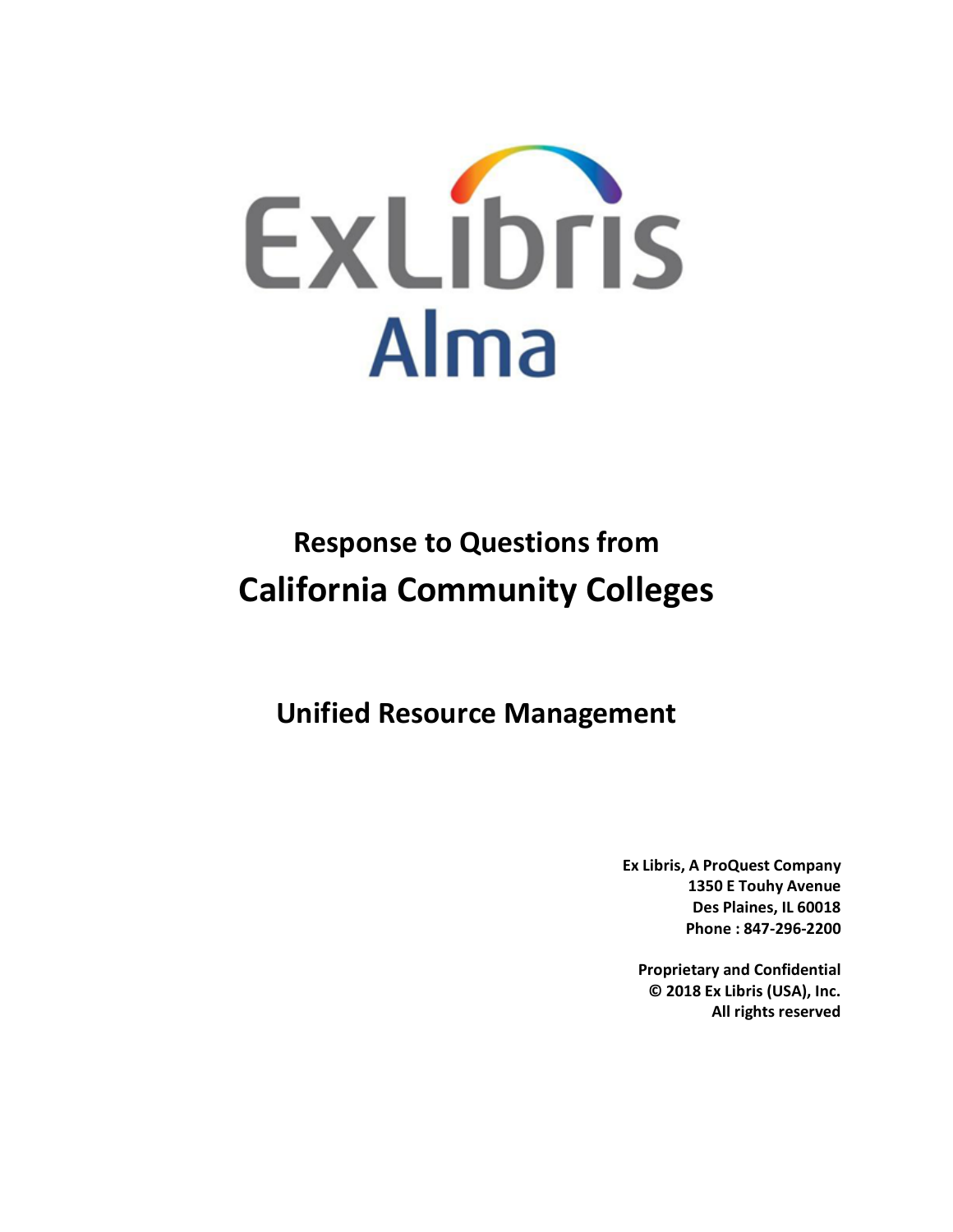ExLibris

Alma

# Response to Questions from

# California Community Colleges

## Unified Resource Management

**Ex Libris, A ProQuest Company**
**1350 E Touhy Avenue**
**Des Plaines, IL 60018**
**Phone : 847-296-2200**

**Proprietary and Confidential**
**© 2018 Ex Libris (USA), Inc.**
**All rights reserved**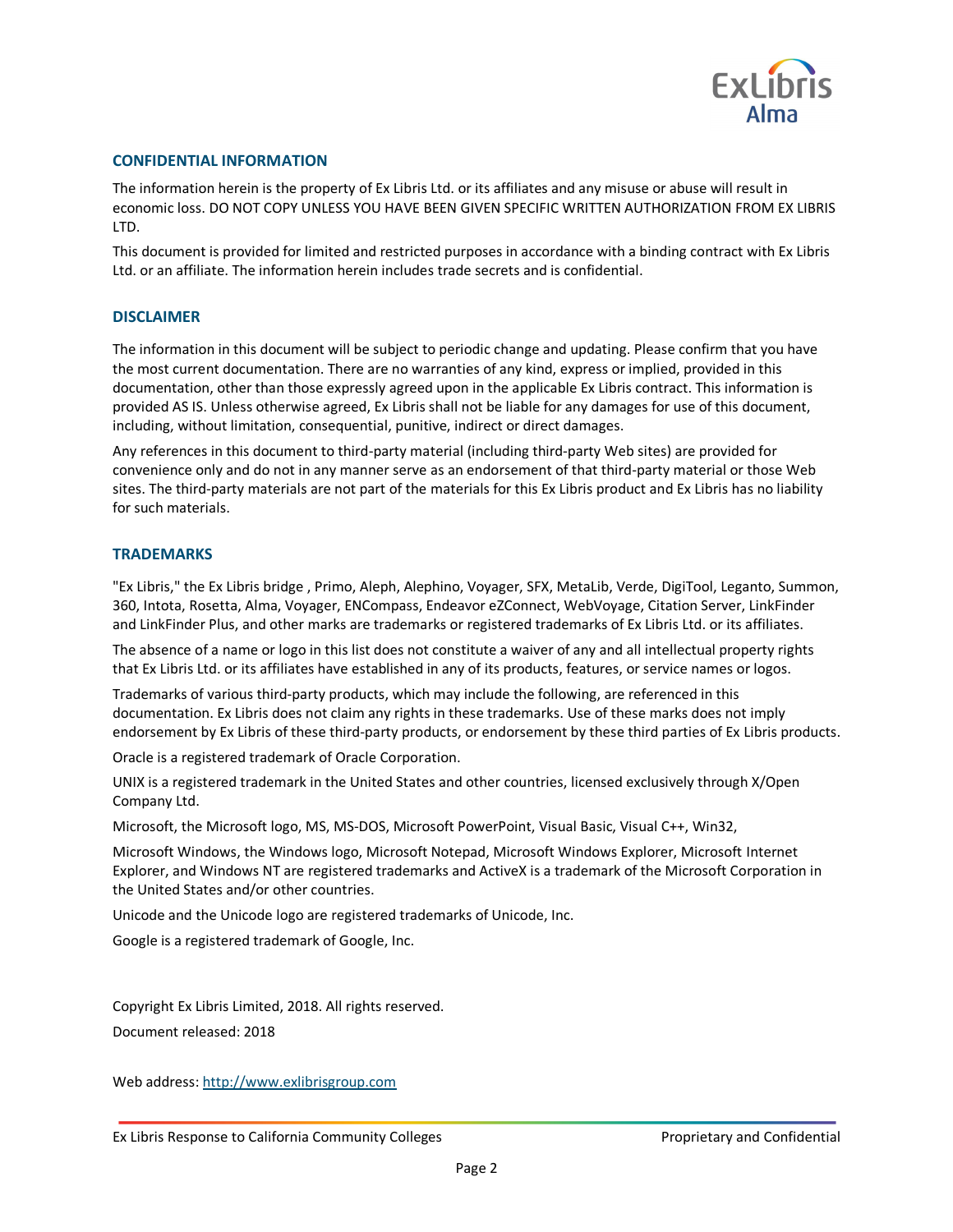## CONFIDENTIAL INFORMATION

The information herein is the property of Ex Libris Ltd. or its affiliates and any misuse or abuse will result in economic loss. DO NOT COPY UNLESS YOU HAVE BEEN GIVEN SPECIFIC WRITTEN AUTHORIZATION FROM EX LIBRIS LTD.

This document is provided for limited and restricted purposes in accordance with a binding contract with Ex Libris Ltd. or an affiliate. The information herein includes trade secrets and is confidential.

## DISCLAIMER

The information in this document will be subject to periodic change and updating. Please confirm that you have the most current documentation. There are no warranties of any kind, express or implied, provided in this documentation, other than those expressly agreed upon in the applicable Ex Libris contract. This information is provided AS IS. Unless otherwise agreed, Ex Libris shall not be liable for any damages for use of this document, including, without limitation, consequential, punitive, indirect or direct damages.

Any references in this document to third-party material (including third-party Web sites) are provided for convenience only and do not in any manner serve as an endorsement of that third-party material or those Web sites. The third-party materials are not part of the materials for this Ex Libris product and Ex Libris has no liability for such materials.

## TRADEMARKS

"Ex Libris," the Ex Libris bridge , Primo, Aleph, Alephino, Voyager, SFX, MetaLib, Verde, DigiTool, Leganto, Summon, 360, Intota, Rosetta, Alma, Voyager, ENCompass, Endeavor eZConnect, WebVoyage, Citation Server, LinkFinder and LinkFinder Plus, and other marks are trademarks or registered trademarks of Ex Libris Ltd. or its affiliates.

The absence of a name or logo in this list does not constitute a waiver of any and all intellectual property rights that Ex Libris Ltd. or its affiliates have established in any of its products, features, or service names or logos.

Trademarks of various third-party products, which may include the following, are referenced in this documentation. Ex Libris does not claim any rights in these trademarks. Use of these marks does not imply endorsement by Ex Libris of these third-party products, or endorsement by these third parties of Ex Libris products.

Oracle is a registered trademark of Oracle Corporation.

UNIX is a registered trademark in the United States and other countries, licensed exclusively through X/Open Company Ltd.

Microsoft, the Microsoft logo, MS, MS-DOS, Microsoft PowerPoint, Visual Basic, Visual C++, Win32,

Microsoft Windows, the Windows logo, Microsoft Notepad, Microsoft Windows Explorer, Microsoft Internet Explorer, and Windows NT are registered trademarks and ActiveX is a trademark of the Microsoft Corporation in the United States and/or other countries.

Unicode and the Unicode logo are registered trademarks of Unicode, Inc.

Google is a registered trademark of Google, Inc.

Copyright Ex Libris Limited, 2018. All rights reserved.

Document released: 2018

Web address: http://www.exlibrisgroup.com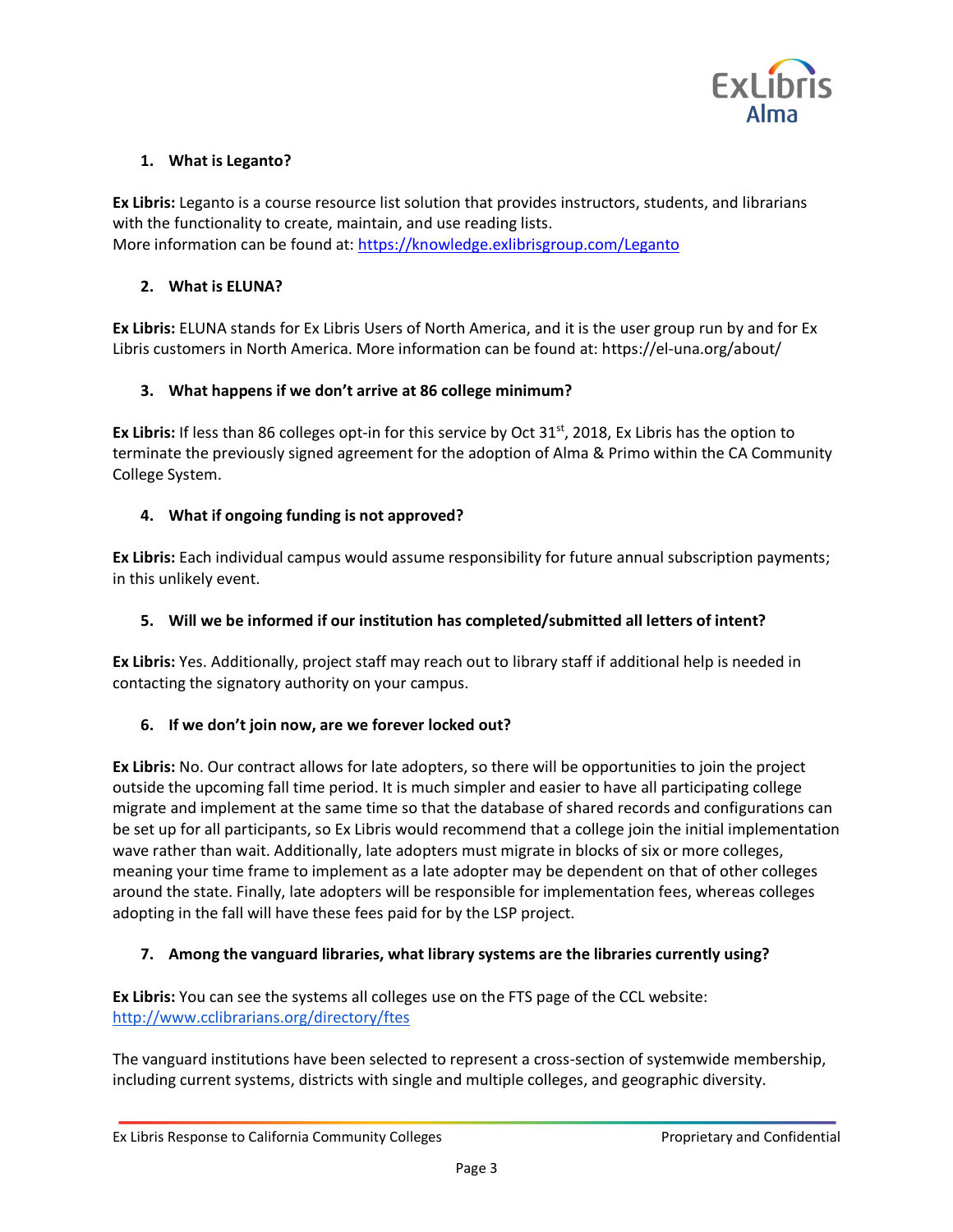1. **What is Leganto?**

**Ex Libris:** Leganto is a course resource list solution that provides instructors, students, and librarians with the functionality to create, maintain, and use reading lists.
More information can be found at: https://knowledge.exlibrisgroup.com/Leganto

2. **What is ELUNA?**

**Ex Libris:** ELUNA stands for Ex Libris Users of North America, and it is the user group run by and for Ex Libris customers in North America. More information can be found at: https://el-una.org/about/

3. **What happens if we don't arrive at 86 college minimum?**

**Ex Libris:** If less than 86 colleges opt-in for this service by Oct 31st, 2018, Ex Libris has the option to terminate the previously signed agreement for the adoption of Alma & Primo within the CA Community College System.

4. **What if ongoing funding is not approved?**

**Ex Libris:** Each individual campus would assume responsibility for future annual subscription payments; in this unlikely event.

5. **Will we be informed if our institution has completed/submitted all letters of intent?**

**Ex Libris:** Yes. Additionally, project staff may reach out to library staff if additional help is needed in contacting the signatory authority on your campus.

6. **If we don't join now, are we forever locked out?**

**Ex Libris:** No. Our contract allows for late adopters, so there will be opportunities to join the project outside the upcoming fall time period. It is much simpler and easier to have all participating college migrate and implement at the same time so that the database of shared records and configurations can be set up for all participants, so Ex Libris would recommend that a college join the initial implementation wave rather than wait. Additionally, late adopters must migrate in blocks of six or more colleges, meaning your time frame to implement as a late adopter may be dependent on that of other colleges around the state. Finally, late adopters will be responsible for implementation fees, whereas colleges adopting in the fall will have these fees paid for by the LSP project.

7. **Among the vanguard libraries, what library systems are the libraries currently using?**

**Ex Libris:** You can see the systems all colleges use on the FTS page of the CCL website: http://www.cclibrarians.org/directory/ftes

The vanguard institutions have been selected to represent a cross-section of systemwide membership, including current systems, districts with single and multiple colleges, and geographic diversity.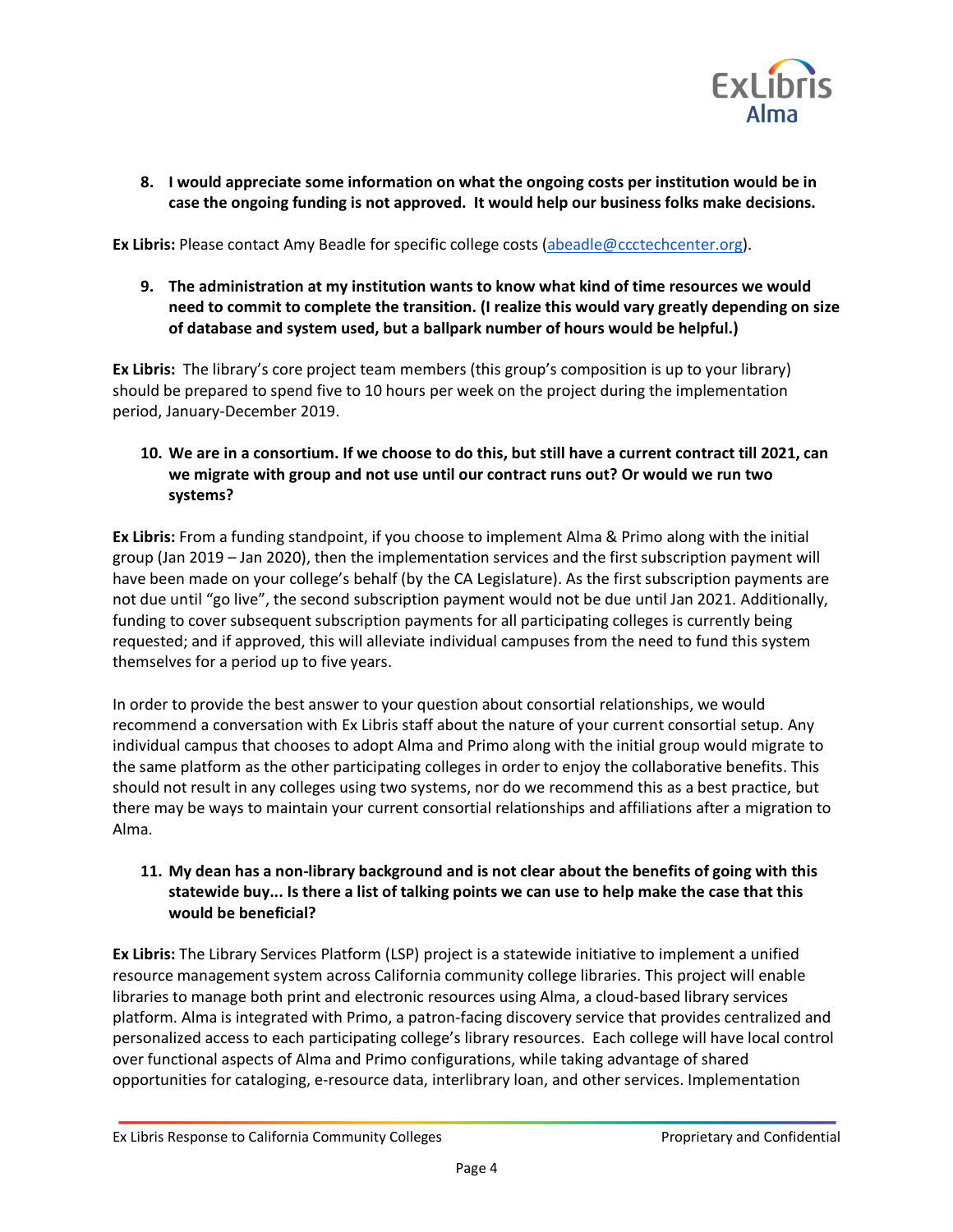8. **I would appreciate some information on what the ongoing costs per institution would be in case the ongoing funding is not approved. It would help our business folks make decisions.**

**Ex Libris:** Please contact Amy Beadle for specific college costs (abeadle@ccctechcenter.org).

9. **The administration at my institution wants to know what kind of time resources we would need to commit to complete the transition. (I realize this would vary greatly depending on size of database and system used, but a ballpark number of hours would be helpful.)**

**Ex Libris:** The library's core project team members (this group's composition is up to your library) should be prepared to spend five to 10 hours per week on the project during the implementation period, January-December 2019.

10. **We are in a consortium. If we choose to do this, but still have a current contract till 2021, can we migrate with group and not use until our contract runs out? Or would we run two systems?**

**Ex Libris:** From a funding standpoint, if you choose to implement Alma & Primo along with the initial group (Jan 2019 – Jan 2020), then the implementation services and the first subscription payment will have been made on your college's behalf (by the CA Legislature). As the first subscription payments are not due until "go live", the second subscription payment would not be due until Jan 2021. Additionally, funding to cover subsequent subscription payments for all participating colleges is currently being requested; and if approved, this will alleviate individual campuses from the need to fund this system themselves for a period up to five years.

In order to provide the best answer to your question about consortial relationships, we would recommend a conversation with Ex Libris staff about the nature of your current consortial setup. Any individual campus that chooses to adopt Alma and Primo along with the initial group would migrate to the same platform as the other participating colleges in order to enjoy the collaborative benefits. This should not result in any colleges using two systems, nor do we recommend this as a best practice, but there may be ways to maintain your current consortial relationships and affiliations after a migration to Alma.

11. **My dean has a non-library background and is not clear about the benefits of going with this statewide buy... Is there a list of talking points we can use to help make the case that this would be beneficial?**

**Ex Libris:** The Library Services Platform (LSP) project is a statewide initiative to implement a unified resource management system across California community college libraries. This project will enable libraries to manage both print and electronic resources using Alma, a cloud-based library services platform. Alma is integrated with Primo, a patron-facing discovery service that provides centralized and personalized access to each participating college's library resources. Each college will have local control over functional aspects of Alma and Primo configurations, while taking advantage of shared opportunities for cataloging, e-resource data, interlibrary loan, and other services. Implementation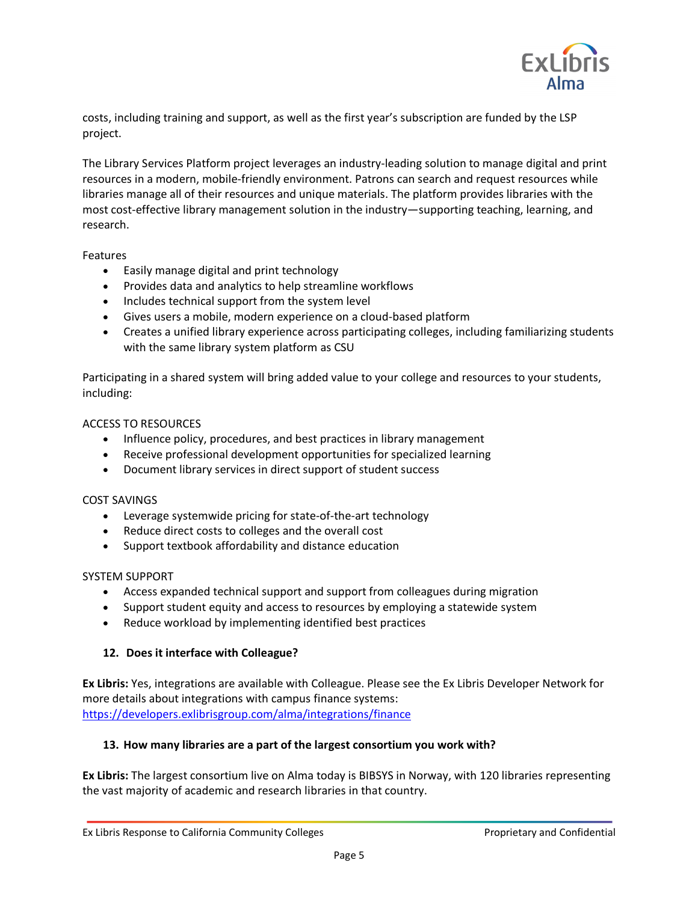costs, including training and support, as well as the first year's subscription are funded by the LSP project.

The Library Services Platform project leverages an industry-leading solution to manage digital and print resources in a modern, mobile-friendly environment. Patrons can search and request resources while libraries manage all of their resources and unique materials. The platform provides libraries with the most cost-effective library management solution in the industry—supporting teaching, learning, and research.

Features

- Easily manage digital and print technology
- Provides data and analytics to help streamline workflows
- Includes technical support from the system level
- Gives users a mobile, modern experience on a cloud-based platform
- Creates a unified library experience across participating colleges, including familiarizing students with the same library system platform as CSU

Participating in a shared system will bring added value to your college and resources to your students, including:

ACCESS TO RESOURCES

- Influence policy, procedures, and best practices in library management
- Receive professional development opportunities for specialized learning
- Document library services in direct support of student success

COST SAVINGS

- Leverage systemwide pricing for state-of-the-art technology
- Reduce direct costs to colleges and the overall cost
- Support textbook affordability and distance education

SYSTEM SUPPORT

- Access expanded technical support and support from colleagues during migration
- Support student equity and access to resources by employing a statewide system
- Reduce workload by implementing identified best practices

**12. Does it interface with Colleague?**

**Ex Libris:** Yes, integrations are available with Colleague. Please see the Ex Libris Developer Network for more details about integrations with campus finance systems: https://developers.exlibrisgroup.com/alma/integrations/finance

**13. How many libraries are a part of the largest consortium you work with?**

**Ex Libris:** The largest consortium live on Alma today is BIBSYS in Norway, with 120 libraries representing the vast majority of academic and research libraries in that country.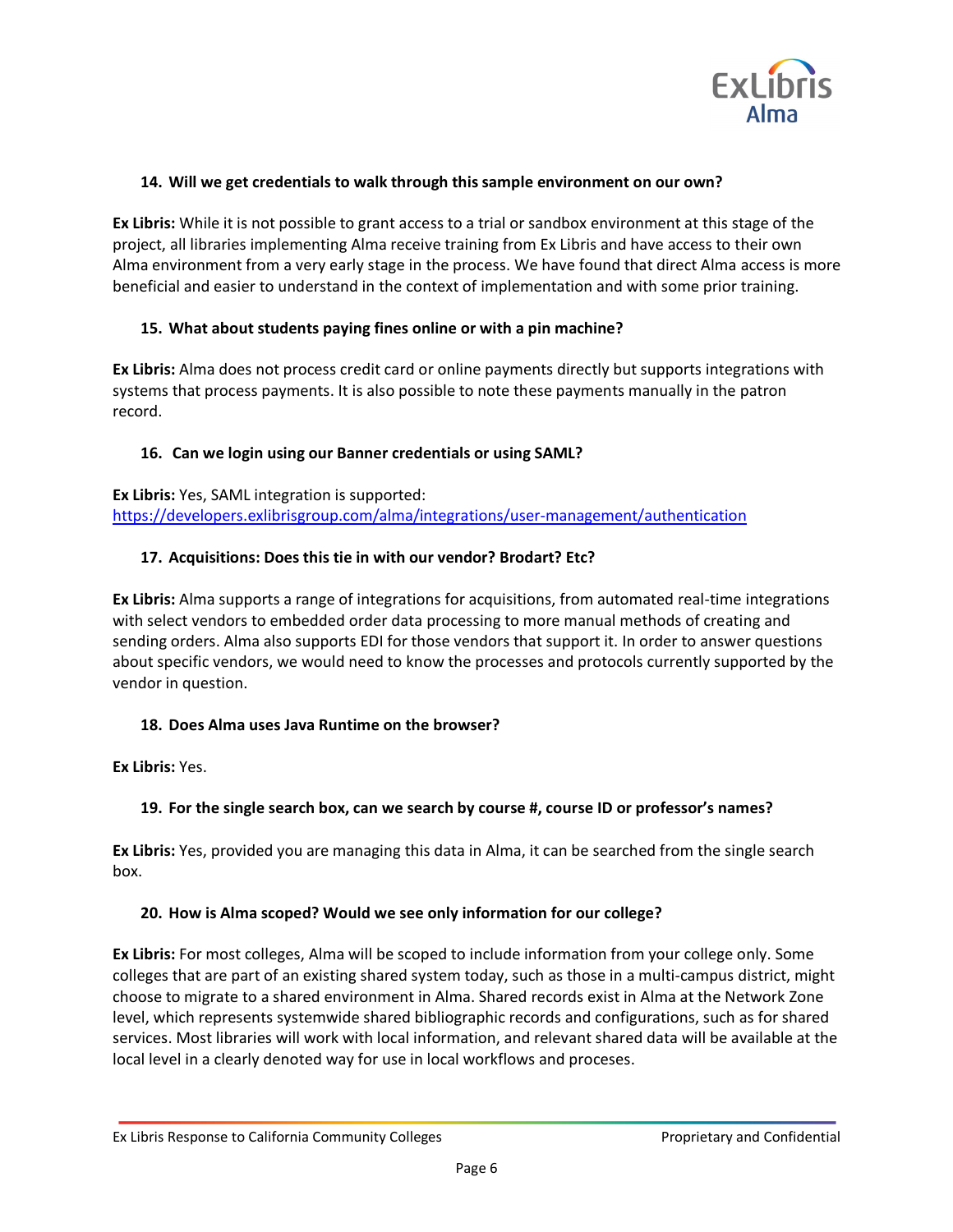**14. Will we get credentials to walk through this sample environment on our own?**

**Ex Libris:** While it is not possible to grant access to a trial or sandbox environment at this stage of the project, all libraries implementing Alma receive training from Ex Libris and have access to their own Alma environment from a very early stage in the process. We have found that direct Alma access is more beneficial and easier to understand in the context of implementation and with some prior training.

**15. What about students paying fines online or with a pin machine?**

**Ex Libris:** Alma does not process credit card or online payments directly but supports integrations with systems that process payments. It is also possible to note these payments manually in the patron record.

**16. Can we login using our Banner credentials or using SAML?**

**Ex Libris:** Yes, SAML integration is supported: https://developers.exlibrisgroup.com/alma/integrations/user-management/authentication

**17. Acquisitions: Does this tie in with our vendor? Brodart? Etc?**

**Ex Libris:** Alma supports a range of integrations for acquisitions, from automated real-time integrations with select vendors to embedded order data processing to more manual methods of creating and sending orders. Alma also supports EDI for those vendors that support it. In order to answer questions about specific vendors, we would need to know the processes and protocols currently supported by the vendor in question.

**18. Does Alma uses Java Runtime on the browser?**

**Ex Libris:** Yes.

**19. For the single search box, can we search by course #, course ID or professor's names?**

**Ex Libris:** Yes, provided you are managing this data in Alma, it can be searched from the single search box.

**20. How is Alma scoped? Would we see only information for our college?**

**Ex Libris:** For most colleges, Alma will be scoped to include information from your college only. Some colleges that are part of an existing shared system today, such as those in a multi-campus district, might choose to migrate to a shared environment in Alma. Shared records exist in Alma at the Network Zone level, which represents systemwide shared bibliographic records and configurations, such as for shared services. Most libraries will work with local information, and relevant shared data will be available at the local level in a clearly denoted way for use in local workflows and proceses.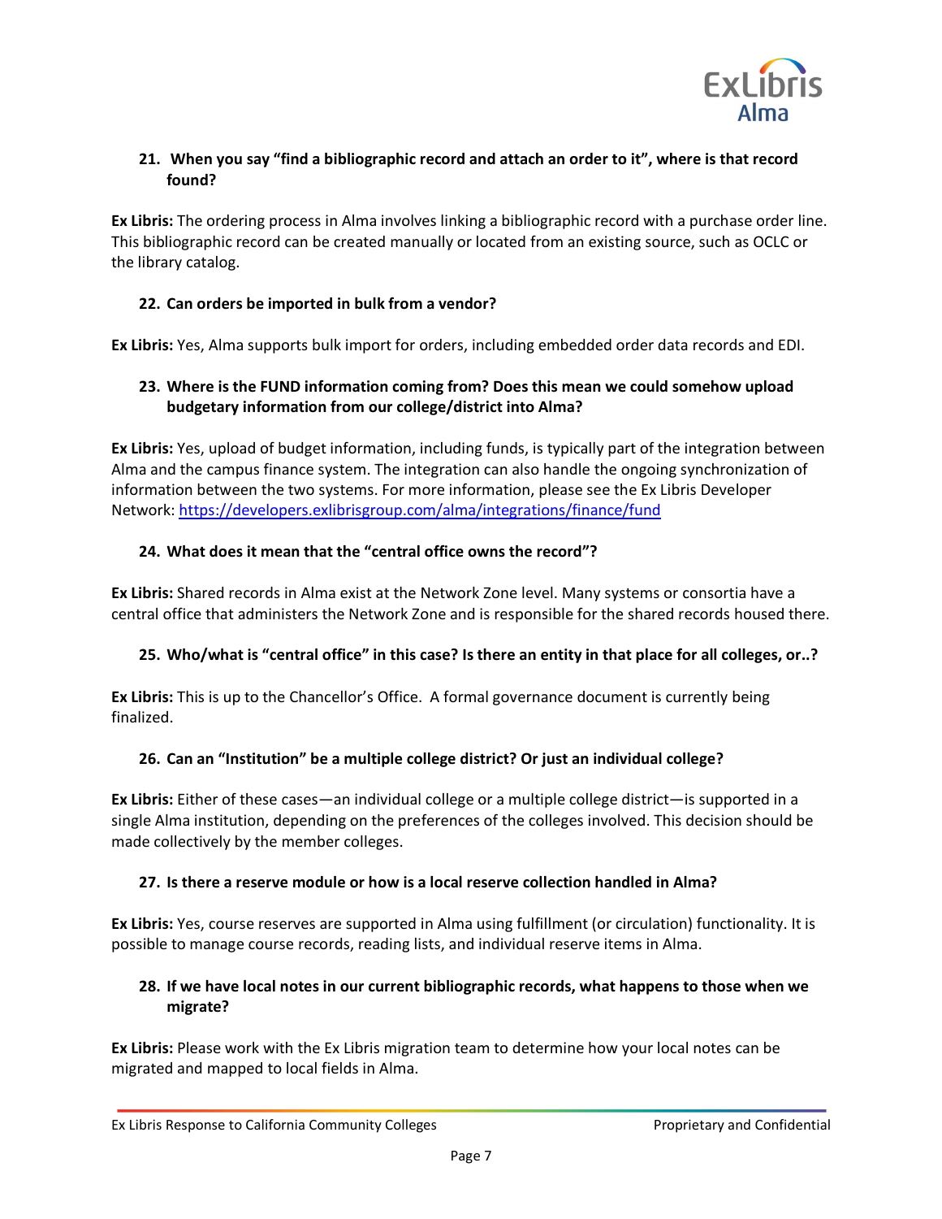### 21. When you say "find a bibliographic record and attach an order to it", where is that record found?

**Ex Libris:** The ordering process in Alma involves linking a bibliographic record with a purchase order line. This bibliographic record can be created manually or located from an existing source, such as OCLC or the library catalog.

### 22. Can orders be imported in bulk from a vendor?

**Ex Libris:** Yes, Alma supports bulk import for orders, including embedded order data records and EDI.

### 23. Where is the FUND information coming from? Does this mean we could somehow upload budgetary information from our college/district into Alma?

**Ex Libris:** Yes, upload of budget information, including funds, is typically part of the integration between Alma and the campus finance system. The integration can also handle the ongoing synchronization of information between the two systems. For more information, please see the Ex Libris Developer Network: https://developers.exlibrisgroup.com/alma/integrations/finance/fund

### 24. What does it mean that the "central office owns the record"?

**Ex Libris:** Shared records in Alma exist at the Network Zone level. Many systems or consortia have a central office that administers the Network Zone and is responsible for the shared records housed there.

### 25. Who/what is "central office" in this case? Is there an entity in that place for all colleges, or..?

**Ex Libris:** This is up to the Chancellor's Office. A formal governance document is currently being finalized.

### 26. Can an "Institution" be a multiple college district? Or just an individual college?

**Ex Libris:** Either of these cases—an individual college or a multiple college district—is supported in a single Alma institution, depending on the preferences of the colleges involved. This decision should be made collectively by the member colleges.

### 27. Is there a reserve module or how is a local reserve collection handled in Alma?

**Ex Libris:** Yes, course reserves are supported in Alma using fulfillment (or circulation) functionality. It is possible to manage course records, reading lists, and individual reserve items in Alma.

### 28. If we have local notes in our current bibliographic records, what happens to those when we migrate?

**Ex Libris:** Please work with the Ex Libris migration team to determine how your local notes can be migrated and mapped to local fields in Alma.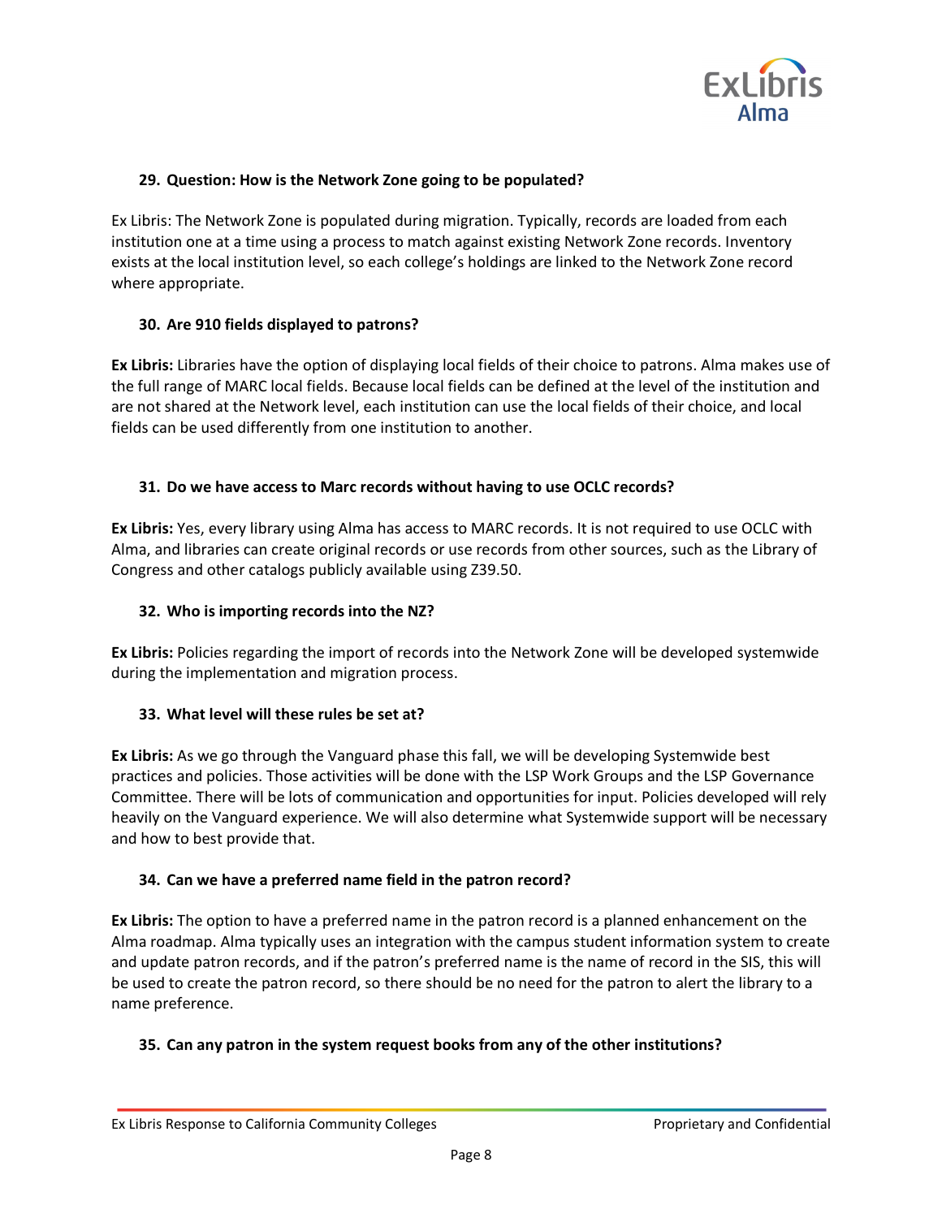**29. Question: How is the Network Zone going to be populated?**

Ex Libris: The Network Zone is populated during migration. Typically, records are loaded from each institution one at a time using a process to match against existing Network Zone records. Inventory exists at the local institution level, so each college's holdings are linked to the Network Zone record where appropriate.

**30. Are 910 fields displayed to patrons?**

**Ex Libris:** Libraries have the option of displaying local fields of their choice to patrons. Alma makes use of the full range of MARC local fields. Because local fields can be defined at the level of the institution and are not shared at the Network level, each institution can use the local fields of their choice, and local fields can be used differently from one institution to another.

**31. Do we have access to Marc records without having to use OCLC records?**

**Ex Libris:** Yes, every library using Alma has access to MARC records. It is not required to use OCLC with Alma, and libraries can create original records or use records from other sources, such as the Library of Congress and other catalogs publicly available using Z39.50.

**32. Who is importing records into the NZ?**

**Ex Libris:** Policies regarding the import of records into the Network Zone will be developed systemwide during the implementation and migration process.

**33. What level will these rules be set at?**

**Ex Libris:** As we go through the Vanguard phase this fall, we will be developing Systemwide best practices and policies. Those activities will be done with the LSP Work Groups and the LSP Governance Committee. There will be lots of communication and opportunities for input. Policies developed will rely heavily on the Vanguard experience. We will also determine what Systemwide support will be necessary and how to best provide that.

**34. Can we have a preferred name field in the patron record?**

**Ex Libris:** The option to have a preferred name in the patron record is a planned enhancement on the Alma roadmap. Alma typically uses an integration with the campus student information system to create and update patron records, and if the patron's preferred name is the name of record in the SIS, this will be used to create the patron record, so there should be no need for the patron to alert the library to a name preference.

**35. Can any patron in the system request books from any of the other institutions?**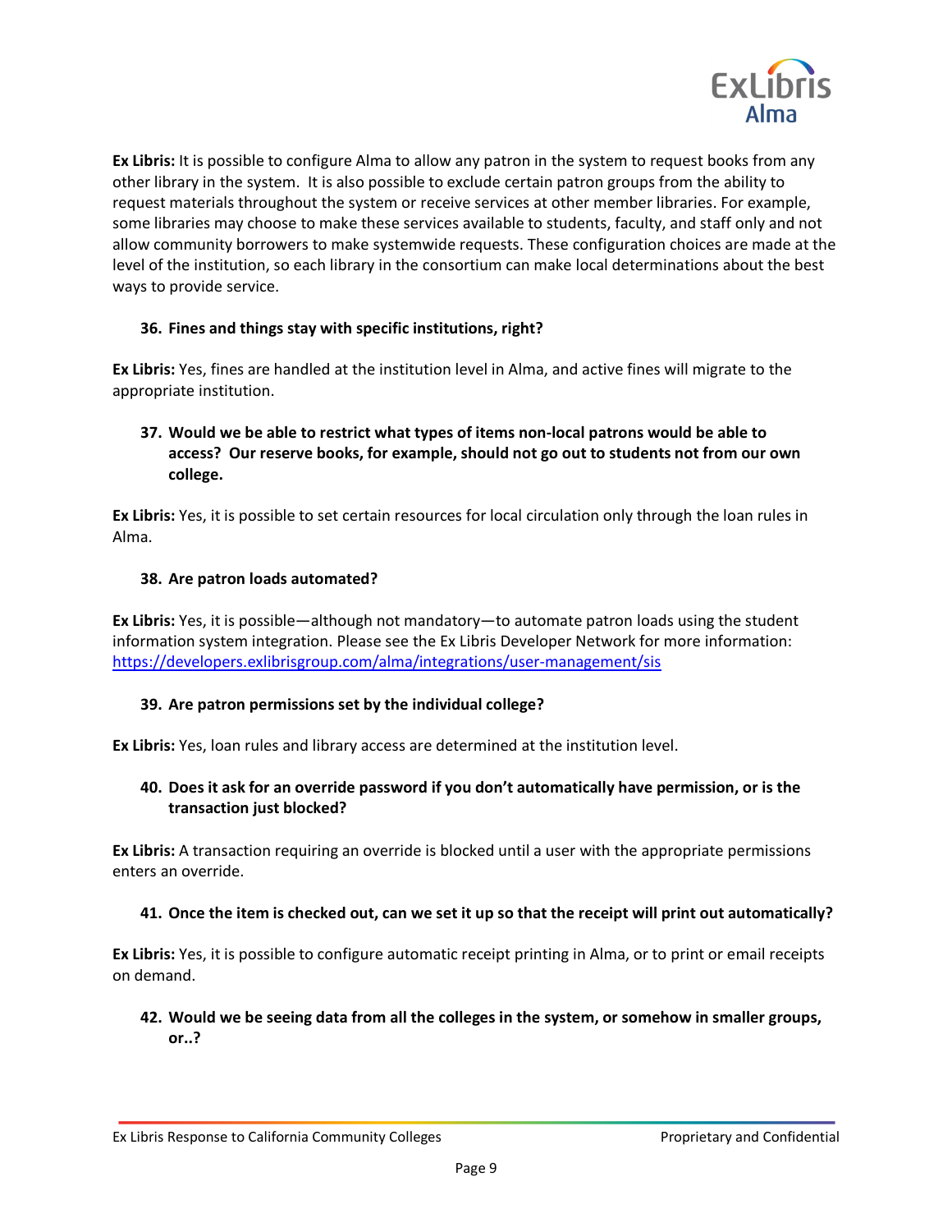**Ex Libris:** It is possible to configure Alma to allow any patron in the system to request books from any other library in the system. It is also possible to exclude certain patron groups from the ability to request materials throughout the system or receive services at other member libraries. For example, some libraries may choose to make these services available to students, faculty, and staff only and not allow community borrowers to make systemwide requests. These configuration choices are made at the level of the institution, so each library in the consortium can make local determinations about the best ways to provide service.

36. **Fines and things stay with specific institutions, right?**

**Ex Libris:** Yes, fines are handled at the institution level in Alma, and active fines will migrate to the appropriate institution.

37. **Would we be able to restrict what types of items non-local patrons would be able to access? Our reserve books, for example, should not go out to students not from our own college.**

**Ex Libris:** Yes, it is possible to set certain resources for local circulation only through the loan rules in Alma.

38. **Are patron loads automated?**

**Ex Libris:** Yes, it is possible—although not mandatory—to automate patron loads using the student information system integration. Please see the Ex Libris Developer Network for more information: https://developers.exlibrisgroup.com/alma/integrations/user-management/sis

39. **Are patron permissions set by the individual college?**

**Ex Libris:** Yes, loan rules and library access are determined at the institution level.

40. **Does it ask for an override password if you don't automatically have permission, or is the transaction just blocked?**

**Ex Libris:** A transaction requiring an override is blocked until a user with the appropriate permissions enters an override.

41. **Once the item is checked out, can we set it up so that the receipt will print out automatically?**

**Ex Libris:** Yes, it is possible to configure automatic receipt printing in Alma, or to print or email receipts on demand.

42. **Would we be seeing data from all the colleges in the system, or somehow in smaller groups, or..?**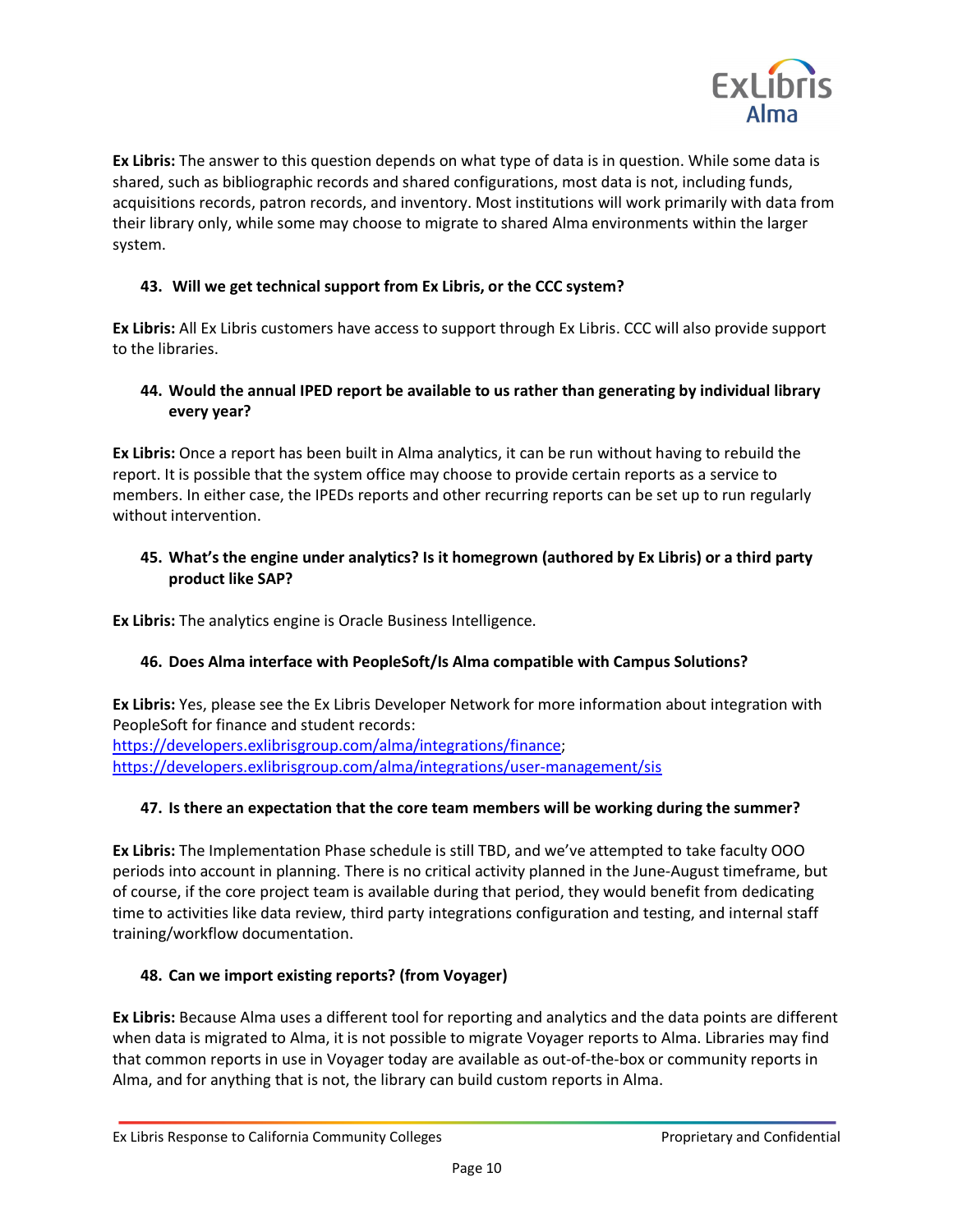**Ex Libris:** The answer to this question depends on what type of data is in question. While some data is shared, such as bibliographic records and shared configurations, most data is not, including funds, acquisitions records, patron records, and inventory. Most institutions will work primarily with data from their library only, while some may choose to migrate to shared Alma environments within the larger system.

**43. Will we get technical support from Ex Libris, or the CCC system?**

**Ex Libris:** All Ex Libris customers have access to support through Ex Libris. CCC will also provide support to the libraries.

**44. Would the annual IPED report be available to us rather than generating by individual library every year?**

**Ex Libris:** Once a report has been built in Alma analytics, it can be run without having to rebuild the report. It is possible that the system office may choose to provide certain reports as a service to members. In either case, the IPEDs reports and other recurring reports can be set up to run regularly without intervention.

**45. What's the engine under analytics? Is it homegrown (authored by Ex Libris) or a third party product like SAP?**

**Ex Libris:** The analytics engine is Oracle Business Intelligence.

**46. Does Alma interface with PeopleSoft/Is Alma compatible with Campus Solutions?**

**Ex Libris:** Yes, please see the Ex Libris Developer Network for more information about integration with PeopleSoft for finance and student records:
https://developers.exlibrisgroup.com/alma/integrations/finance;
https://developers.exlibrisgroup.com/alma/integrations/user-management/sis

**47. Is there an expectation that the core team members will be working during the summer?**

**Ex Libris:** The Implementation Phase schedule is still TBD, and we've attempted to take faculty OOO periods into account in planning. There is no critical activity planned in the June-August timeframe, but of course, if the core project team is available during that period, they would benefit from dedicating time to activities like data review, third party integrations configuration and testing, and internal staff training/workflow documentation.

**48. Can we import existing reports? (from Voyager)**

**Ex Libris:** Because Alma uses a different tool for reporting and analytics and the data points are different when data is migrated to Alma, it is not possible to migrate Voyager reports to Alma. Libraries may find that common reports in use in Voyager today are available as out-of-the-box or community reports in Alma, and for anything that is not, the library can build custom reports in Alma.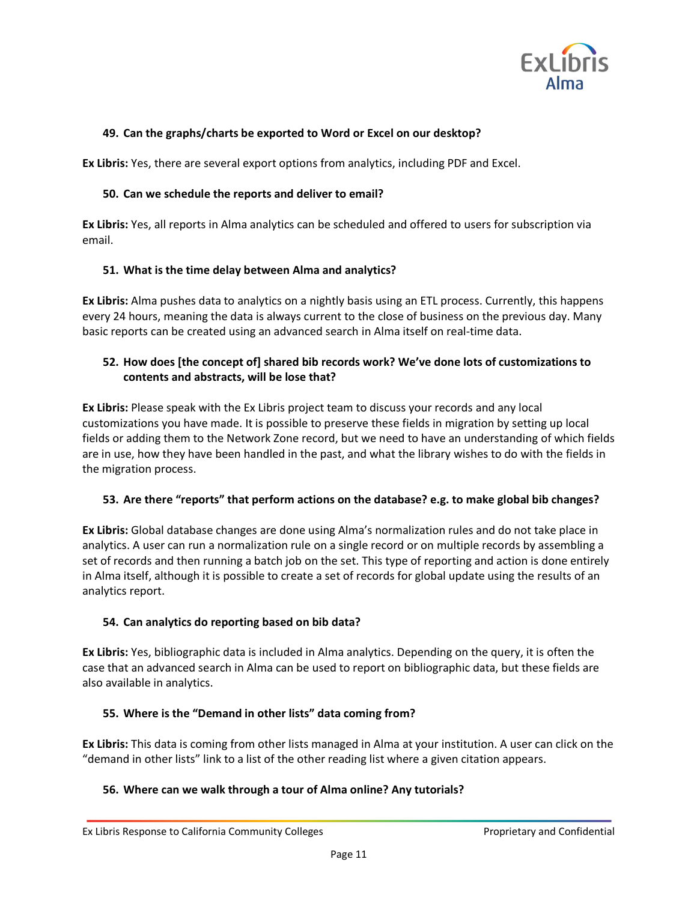### 49. Can the graphs/charts be exported to Word or Excel on our desktop?

**Ex Libris:** Yes, there are several export options from analytics, including PDF and Excel.

### 50. Can we schedule the reports and deliver to email?

**Ex Libris:** Yes, all reports in Alma analytics can be scheduled and offered to users for subscription via email.

### 51. What is the time delay between Alma and analytics?

**Ex Libris:** Alma pushes data to analytics on a nightly basis using an ETL process. Currently, this happens every 24 hours, meaning the data is always current to the close of business on the previous day. Many basic reports can be created using an advanced search in Alma itself on real-time data.

### 52. How does [the concept of] shared bib records work? We've done lots of customizations to contents and abstracts, will be lose that?

**Ex Libris:** Please speak with the Ex Libris project team to discuss your records and any local customizations you have made. It is possible to preserve these fields in migration by setting up local fields or adding them to the Network Zone record, but we need to have an understanding of which fields are in use, how they have been handled in the past, and what the library wishes to do with the fields in the migration process.

### 53. Are there "reports" that perform actions on the database? e.g. to make global bib changes?

**Ex Libris:** Global database changes are done using Alma's normalization rules and do not take place in analytics. A user can run a normalization rule on a single record or on multiple records by assembling a set of records and then running a batch job on the set. This type of reporting and action is done entirely in Alma itself, although it is possible to create a set of records for global update using the results of an analytics report.

### 54. Can analytics do reporting based on bib data?

**Ex Libris:** Yes, bibliographic data is included in Alma analytics. Depending on the query, it is often the case that an advanced search in Alma can be used to report on bibliographic data, but these fields are also available in analytics.

### 55. Where is the "Demand in other lists" data coming from?

**Ex Libris:** This data is coming from other lists managed in Alma at your institution. A user can click on the "demand in other lists" link to a list of the other reading list where a given citation appears.

### 56. Where can we walk through a tour of Alma online? Any tutorials?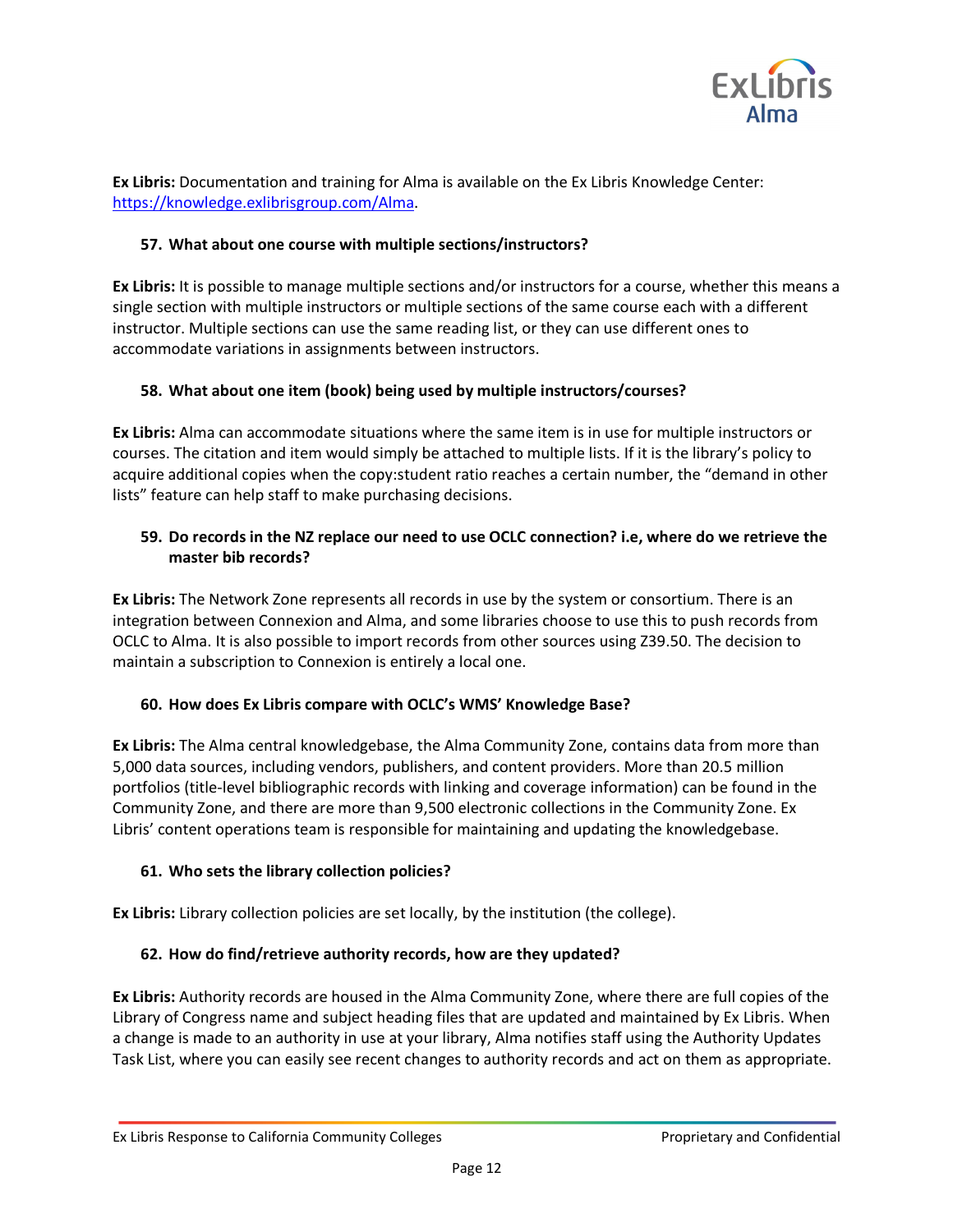**Ex Libris:** Documentation and training for Alma is available on the Ex Libris Knowledge Center: https://knowledge.exlibrisgroup.com/Alma.

57. **What about one course with multiple sections/instructors?**

**Ex Libris:** It is possible to manage multiple sections and/or instructors for a course, whether this means a single section with multiple instructors or multiple sections of the same course each with a different instructor. Multiple sections can use the same reading list, or they can use different ones to accommodate variations in assignments between instructors.

58. **What about one item (book) being used by multiple instructors/courses?**

**Ex Libris:** Alma can accommodate situations where the same item is in use for multiple instructors or courses. The citation and item would simply be attached to multiple lists. If it is the library's policy to acquire additional copies when the copy:student ratio reaches a certain number, the "demand in other lists" feature can help staff to make purchasing decisions.

59. **Do records in the NZ replace our need to use OCLC connection? i.e, where do we retrieve the master bib records?**

**Ex Libris:** The Network Zone represents all records in use by the system or consortium. There is an integration between Connexion and Alma, and some libraries choose to use this to push records from OCLC to Alma. It is also possible to import records from other sources using Z39.50. The decision to maintain a subscription to Connexion is entirely a local one.

60. **How does Ex Libris compare with OCLC's WMS' Knowledge Base?**

**Ex Libris:** The Alma central knowledgebase, the Alma Community Zone, contains data from more than 5,000 data sources, including vendors, publishers, and content providers. More than 20.5 million portfolios (title-level bibliographic records with linking and coverage information) can be found in the Community Zone, and there are more than 9,500 electronic collections in the Community Zone. Ex Libris' content operations team is responsible for maintaining and updating the knowledgebase.

61. **Who sets the library collection policies?**

**Ex Libris:** Library collection policies are set locally, by the institution (the college).

62. **How do find/retrieve authority records, how are they updated?**

**Ex Libris:** Authority records are housed in the Alma Community Zone, where there are full copies of the Library of Congress name and subject heading files that are updated and maintained by Ex Libris. When a change is made to an authority in use at your library, Alma notifies staff using the Authority Updates Task List, where you can easily see recent changes to authority records and act on them as appropriate.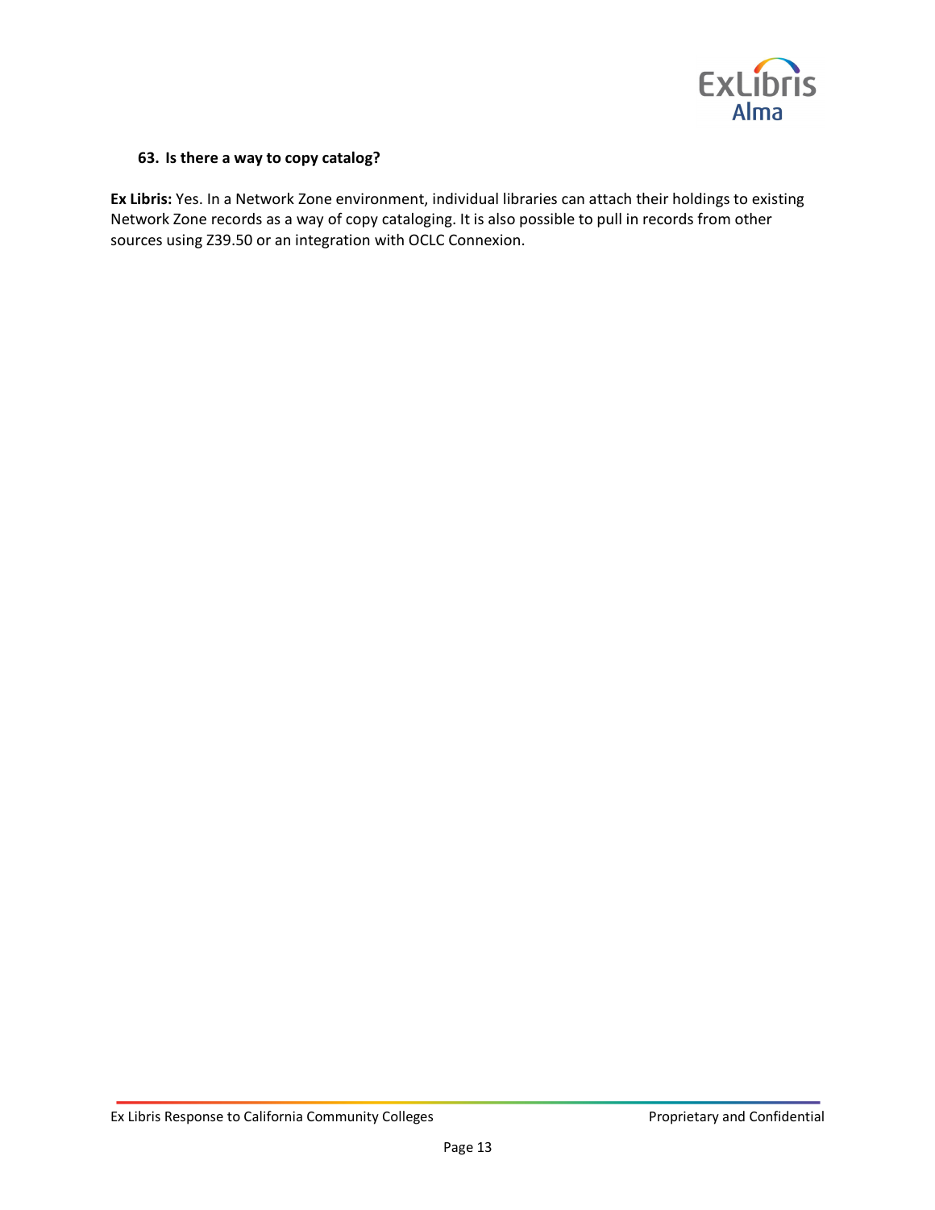**63. Is there a way to copy catalog?**

**Ex Libris:** Yes. In a Network Zone environment, individual libraries can attach their holdings to existing Network Zone records as a way of copy cataloging. It is also possible to pull in records from other sources using Z39.50 or an integration with OCLC Connexion.